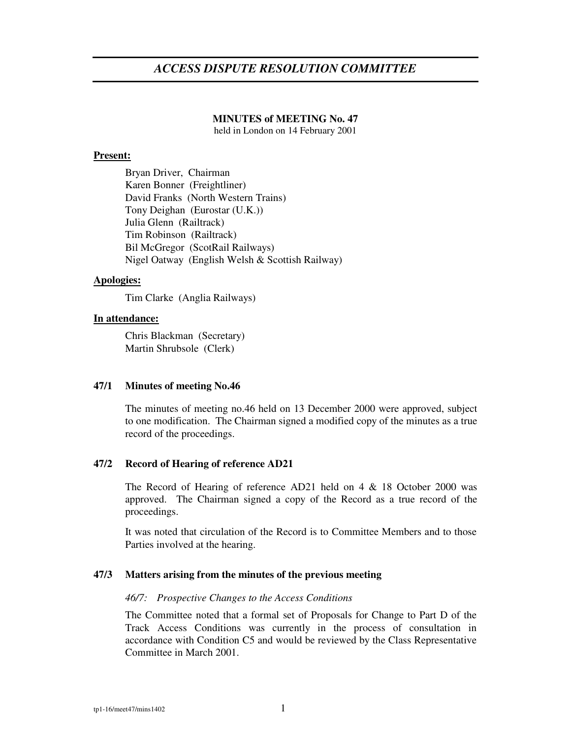# ACCESS DISPUTE RESOLUTION COMMITTEE

**MINUTES of MEETING No. 47**
held in London on 14 February 2001

**Present:**

Bryan Driver, Chairman
Karen Bonner (Freightliner)
David Franks (North Western Trains)
Tony Deighan (Eurostar (U.K.))
Julia Glenn (Railtrack)
Tim Robinson (Railtrack)
Bil McGregor (ScotRail Railways)
Nigel Oatway (English Welsh & Scottish Railway)

**Apologies:**

Tim Clarke (Anglia Railways)

**In attendance:**

Chris Blackman (Secretary)
Martin Shrubsole (Clerk)

### 47/1 Minutes of meeting No.46

The minutes of meeting no.46 held on 13 December 2000 were approved, subject to one modification. The Chairman signed a modified copy of the minutes as a true record of the proceedings.

### 47/2 Record of Hearing of reference AD21

The Record of Hearing of reference AD21 held on 4 & 18 October 2000 was approved. The Chairman signed a copy of the Record as a true record of the proceedings.

It was noted that circulation of the Record is to Committee Members and to those Parties involved at the hearing.

### 47/3 Matters arising from the minutes of the previous meeting

*46/7: Prospective Changes to the Access Conditions*

The Committee noted that a formal set of Proposals for Change to Part D of the Track Access Conditions was currently in the process of consultation in accordance with Condition C5 and would be reviewed by the Class Representative Committee in March 2001.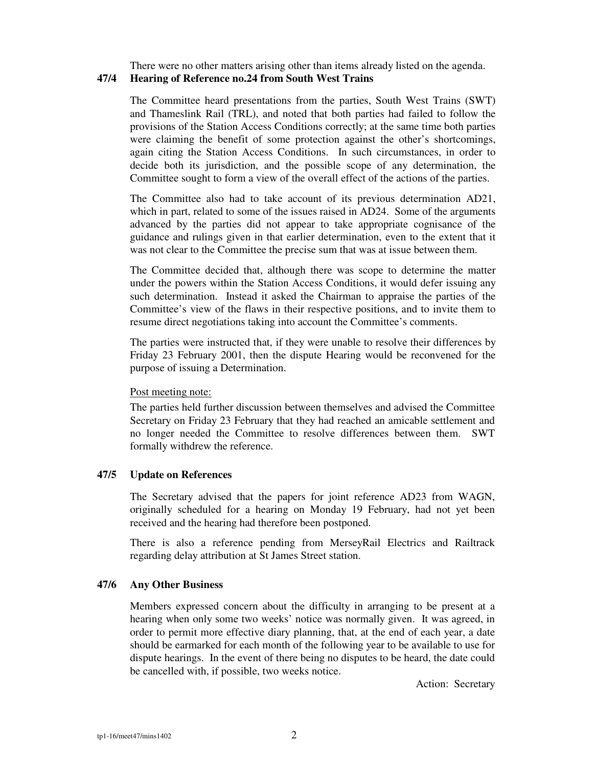There were no other matters arising other than items already listed on the agenda.

**47/4 Hearing of Reference no.24 from South West Trains**

The Committee heard presentations from the parties, South West Trains (SWT) and Thameslink Rail (TRL), and noted that both parties had failed to follow the provisions of the Station Access Conditions correctly; at the same time both parties were claiming the benefit of some protection against the other's shortcomings, again citing the Station Access Conditions. In such circumstances, in order to decide both its jurisdiction, and the possible scope of any determination, the Committee sought to form a view of the overall effect of the actions of the parties.

The Committee also had to take account of its previous determination AD21, which in part, related to some of the issues raised in AD24. Some of the arguments advanced by the parties did not appear to take appropriate cognisance of the guidance and rulings given in that earlier determination, even to the extent that it was not clear to the Committee the precise sum that was at issue between them.

The Committee decided that, although there was scope to determine the matter under the powers within the Station Access Conditions, it would defer issuing any such determination. Instead it asked the Chairman to appraise the parties of the Committee's view of the flaws in their respective positions, and to invite them to resume direct negotiations taking into account the Committee's comments.

The parties were instructed that, if they were unable to resolve their differences by Friday 23 February 2001, then the dispute Hearing would be reconvened for the purpose of issuing a Determination.

Post meeting note:

The parties held further discussion between themselves and advised the Committee Secretary on Friday 23 February that they had reached an amicable settlement and no longer needed the Committee to resolve differences between them. SWT formally withdrew the reference.

**47/5 Update on References**

The Secretary advised that the papers for joint reference AD23 from WAGN, originally scheduled for a hearing on Monday 19 February, had not yet been received and the hearing had therefore been postponed.

There is also a reference pending from MerseyRail Electrics and Railtrack regarding delay attribution at St James Street station.

**47/6 Any Other Business**

Members expressed concern about the difficulty in arranging to be present at a hearing when only some two weeks' notice was normally given. It was agreed, in order to permit more effective diary planning, that, at the end of each year, a date should be earmarked for each month of the following year to be available to use for dispute hearings. In the event of there being no disputes to be heard, the date could be cancelled with, if possible, two weeks notice.

Action: Secretary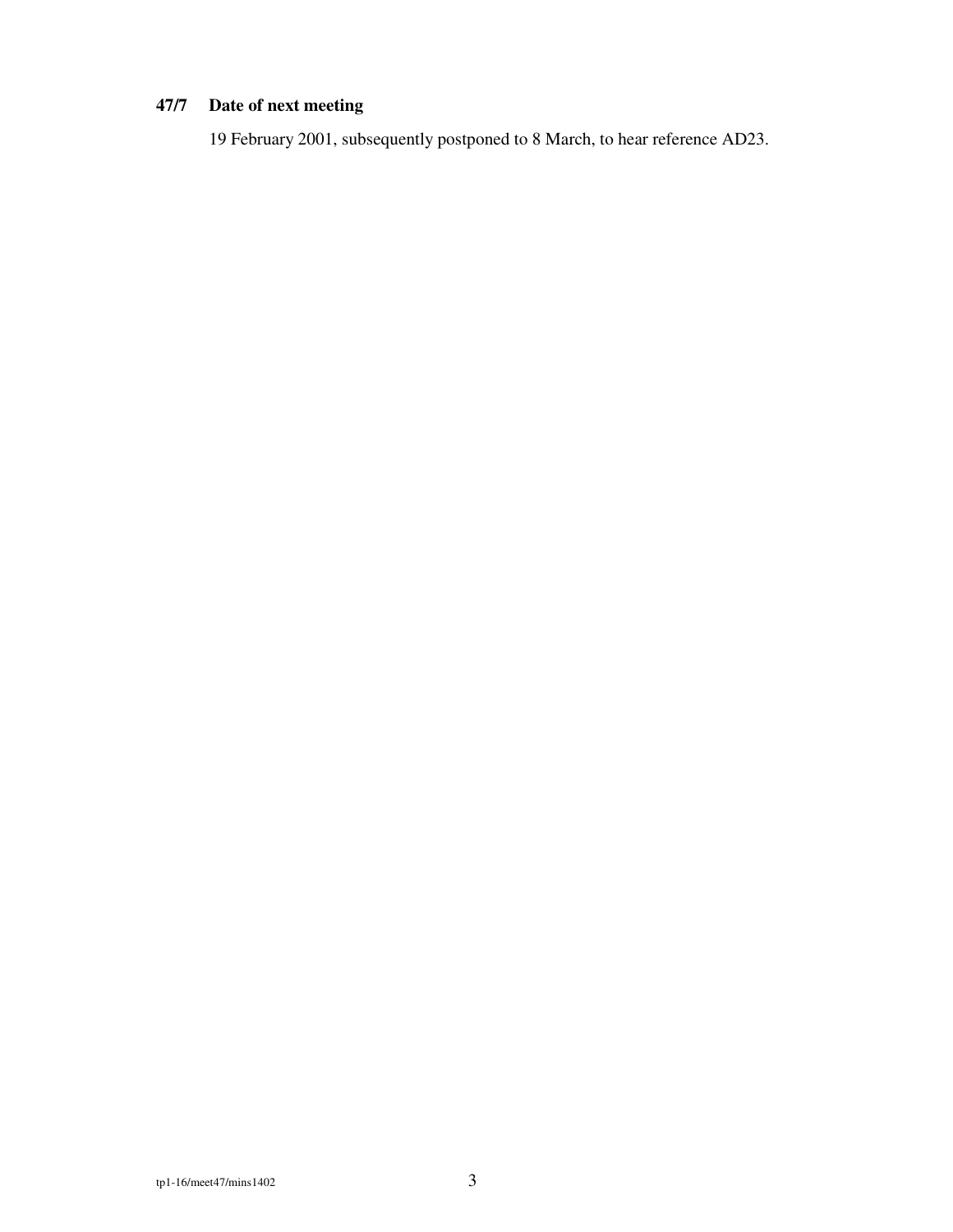**47/7 Date of next meeting**

19 February 2001, subsequently postponed to 8 March, to hear reference AD23.